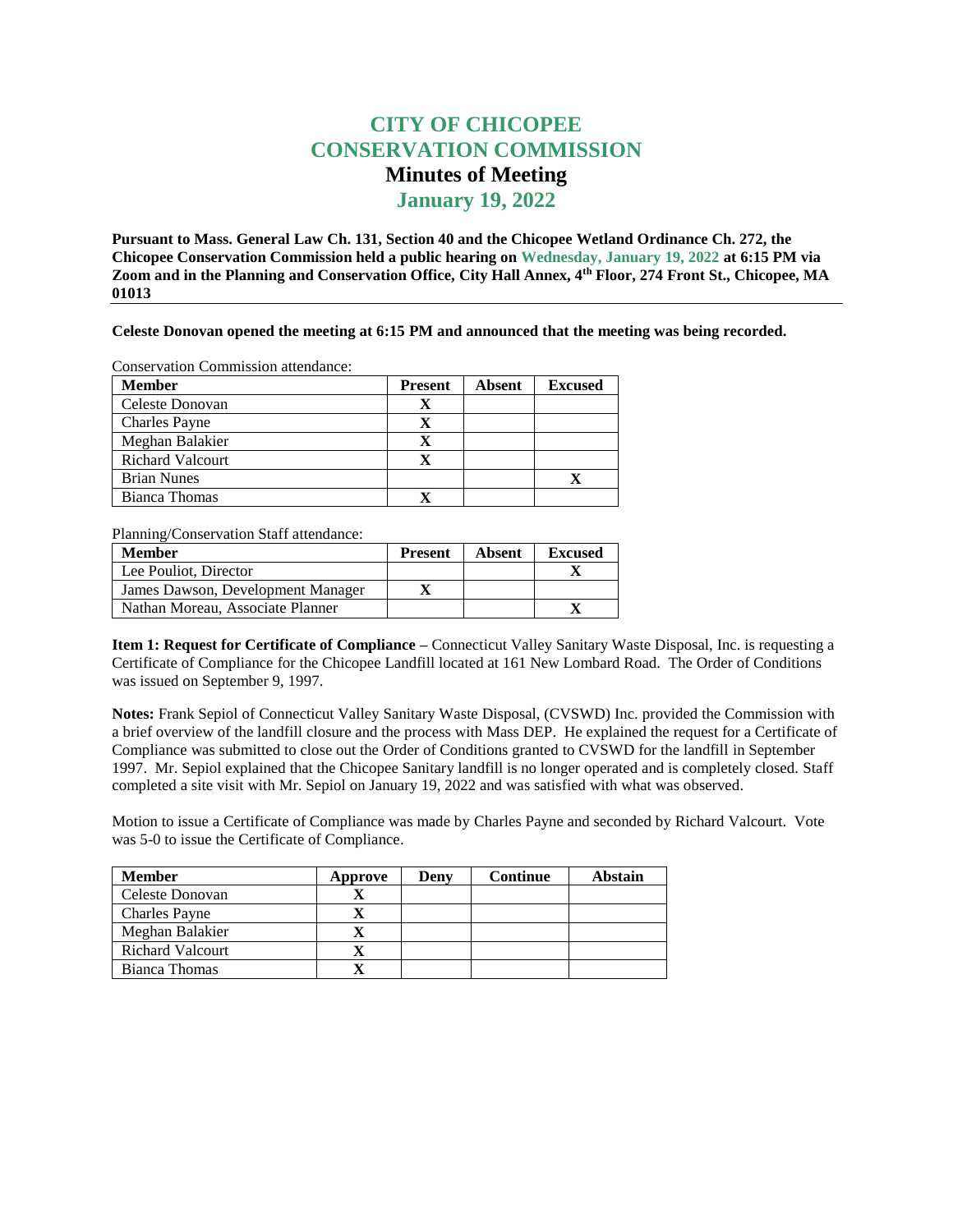# CITY OF CHICOPEE
# CONSERVATION COMMISSION
## Minutes of Meeting
## January 19, 2022

**Pursuant to Mass. General Law Ch. 131, Section 40 and the Chicopee Wetland Ordinance Ch. 272, the Chicopee Conservation Commission held a public hearing on Wednesday, January 19, 2022 at 6:15 PM via Zoom and in the Planning and Conservation Office, City Hall Annex, 4th Floor, 274 Front St., Chicopee, MA 01013**

---

**Celeste Donovan opened the meeting at 6:15 PM and announced that the meeting was being recorded.**

Conservation Commission attendance:

| Member | Present | Absent | Excused |
|---|---|---|---|
| Celeste Donovan | X | | |
| Charles Payne | X | | |
| Meghan Balakier | X | | |
| Richard Valcourt | X | | |
| Brian Nunes | | | X |
| Bianca Thomas | X | | |

Planning/Conservation Staff attendance:

| Member | Present | Absent | Excused |
|---|---|---|---|
| Lee Pouliot, Director | | | X |
| James Dawson, Development Manager | X | | |
| Nathan Moreau, Associate Planner | | | X |

**Item 1: Request for Certificate of Compliance –** Connecticut Valley Sanitary Waste Disposal, Inc. is requesting a Certificate of Compliance for the Chicopee Landfill located at 161 New Lombard Road. The Order of Conditions was issued on September 9, 1997.

**Notes:** Frank Sepiol of Connecticut Valley Sanitary Waste Disposal, (CVSWD) Inc. provided the Commission with a brief overview of the landfill closure and the process with Mass DEP. He explained the request for a Certificate of Compliance was submitted to close out the Order of Conditions granted to CVSWD for the landfill in September 1997. Mr. Sepiol explained that the Chicopee Sanitary landfill is no longer operated and is completely closed. Staff completed a site visit with Mr. Sepiol on January 19, 2022 and was satisfied with what was observed.

Motion to issue a Certificate of Compliance was made by Charles Payne and seconded by Richard Valcourt. Vote was 5-0 to issue the Certificate of Compliance.

| Member | Approve | Deny | Continue | Abstain |
|---|---|---|---|---|
| Celeste Donovan | X | | | |
| Charles Payne | X | | | |
| Meghan Balakier | X | | | |
| Richard Valcourt | X | | | |
| Bianca Thomas | X | | | |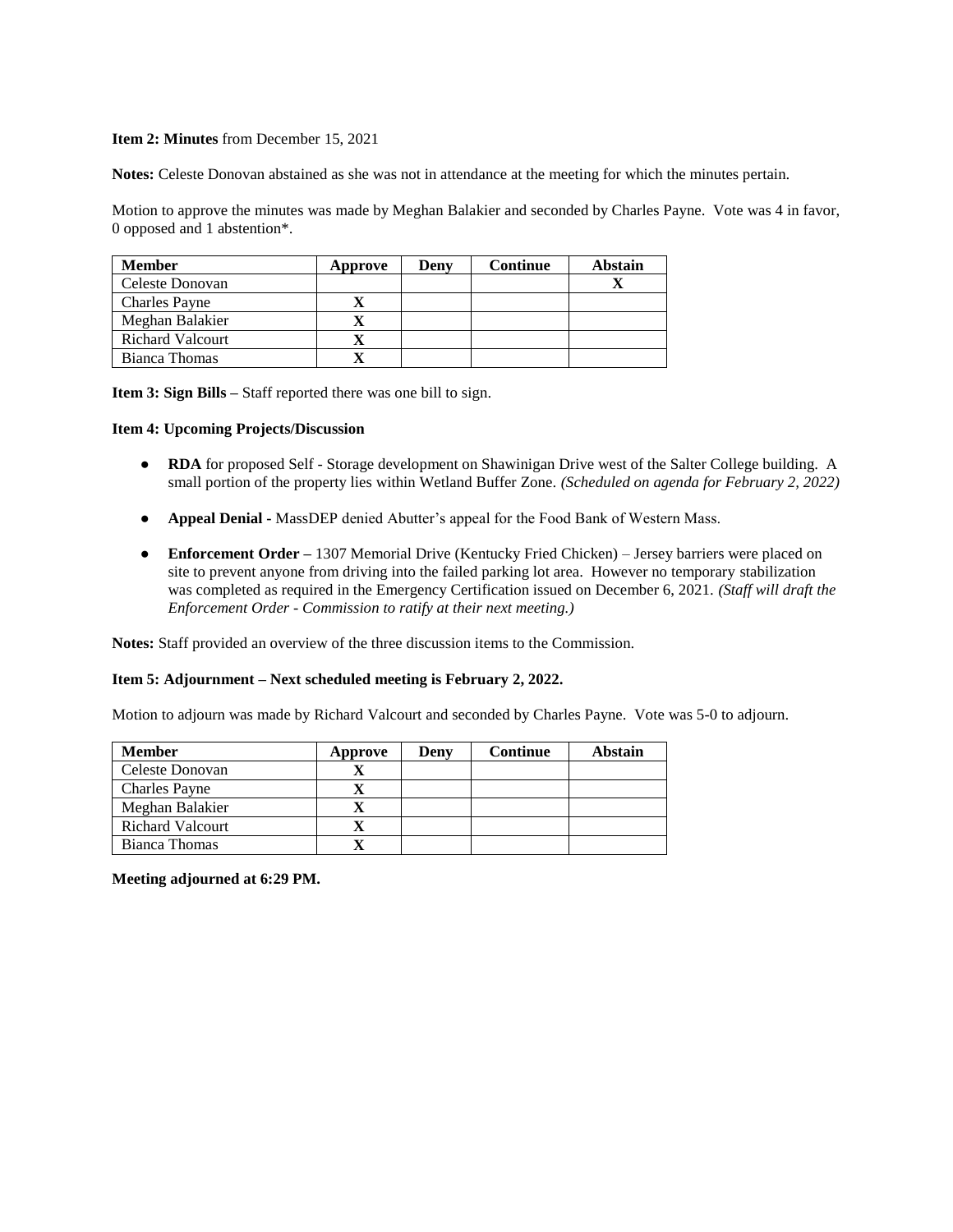**Item 2: Minutes** from December 15, 2021

**Notes:** Celeste Donovan abstained as she was not in attendance at the meeting for which the minutes pertain.

Motion to approve the minutes was made by Meghan Balakier and seconded by Charles Payne. Vote was 4 in favor, 0 opposed and 1 abstention*.

| Member | Approve | Deny | Continue | Abstain |
|---|---|---|---|---|
| Celeste Donovan | | | | X |
| Charles Payne | X | | | |
| Meghan Balakier | X | | | |
| Richard Valcourt | X | | | |
| Bianca Thomas | X | | | |

**Item 3: Sign Bills –** Staff reported there was one bill to sign.

**Item 4: Upcoming Projects/Discussion**

- **RDA** for proposed Self - Storage development on Shawinigan Drive west of the Salter College building. A small portion of the property lies within Wetland Buffer Zone. *(Scheduled on agenda for February 2, 2022)*
- **Appeal Denial -** MassDEP denied Abutter's appeal for the Food Bank of Western Mass.
- **Enforcement Order –** 1307 Memorial Drive (Kentucky Fried Chicken) – Jersey barriers were placed on site to prevent anyone from driving into the failed parking lot area. However no temporary stabilization was completed as required in the Emergency Certification issued on December 6, 2021. *(Staff will draft the Enforcement Order - Commission to ratify at their next meeting.)*

**Notes:** Staff provided an overview of the three discussion items to the Commission.

**Item 5: Adjournment – Next scheduled meeting is February 2, 2022.**

Motion to adjourn was made by Richard Valcourt and seconded by Charles Payne. Vote was 5-0 to adjourn.

| Member | Approve | Deny | Continue | Abstain |
|---|---|---|---|---|
| Celeste Donovan | X | | | |
| Charles Payne | X | | | |
| Meghan Balakier | X | | | |
| Richard Valcourt | X | | | |
| Bianca Thomas | X | | | |

**Meeting adjourned at 6:29 PM.**